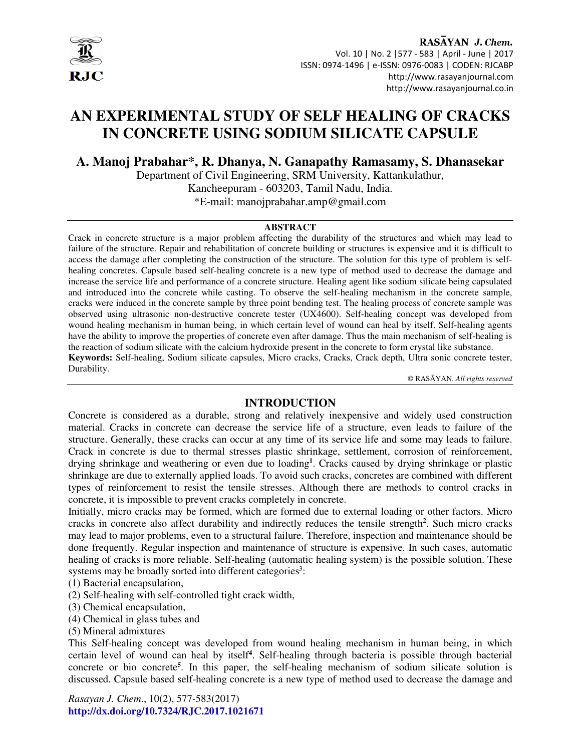# AN EXPERIMENTAL STUDY OF SELF HEALING OF CRACKS IN CONCRETE USING SODIUM SILICATE CAPSULE

**A. Manoj Prabahar\*, R. Dhanya, N. Ganapathy Ramasamy, S. Dhanasekar**

Department of Civil Engineering, SRM University, Kattankulathur,
Kancheepuram - 603203, Tamil Nadu, India.
\*E-mail: manojprabahar.amp@gmail.com

## ABSTRACT

Crack in concrete structure is a major problem affecting the durability of the structures and which may lead to failure of the structure. Repair and rehabilitation of concrete building or structures is expensive and it is difficult to access the damage after completing the construction of the structure. The solution for this type of problem is self-healing concretes. Capsule based self-healing concrete is a new type of method used to decrease the damage and increase the service life and performance of a concrete structure. Healing agent like sodium silicate being capsulated and introduced into the concrete while casting. To observe the self-healing mechanism in the concrete sample, cracks were induced in the concrete sample by three point bending test. The healing process of concrete sample was observed using ultrasonic non-destructive concrete tester (UX4600). Self-healing concept was developed from wound healing mechanism in human being, in which certain level of wound can heal by itself. Self-healing agents have the ability to improve the properties of concrete even after damage. Thus the main mechanism of self-healing is the reaction of sodium silicate with the calcium hydroxide present in the concrete to form crystal like substance.

**Keywords:** Self-healing, Sodium silicate capsules, Micro cracks, Cracks, Crack depth, Ultra sonic concrete tester, Durability.

© RASĀYAN. *All rights reserved*

## INTRODUCTION

Concrete is considered as a durable, strong and relatively inexpensive and widely used construction material. Cracks in concrete can decrease the service life of a structure, even leads to failure of the structure. Generally, these cracks can occur at any time of its service life and some may leads to failure. Crack in concrete is due to thermal stresses plastic shrinkage, settlement, corrosion of reinforcement, drying shrinkage and weathering or even due to loading[1]. Cracks caused by drying shrinkage or plastic shrinkage are due to externally applied loads. To avoid such cracks, concretes are combined with different types of reinforcement to resist the tensile stresses. Although there are methods to control cracks in concrete, it is impossible to prevent cracks completely in concrete.

Initially, micro cracks may be formed, which are formed due to external loading or other factors. Micro cracks in concrete also affect durability and indirectly reduces the tensile strength[2]. Such micro cracks may lead to major problems, even to a structural failure. Therefore, inspection and maintenance should be done frequently. Regular inspection and maintenance of structure is expensive. In such cases, automatic healing of cracks is more reliable. Self-healing (automatic healing system) is the possible solution. These systems may be broadly sorted into different categories[3]:

(1) Bacterial encapsulation,
(2) Self-healing with self-controlled tight crack width,
(3) Chemical encapsulation,
(4) Chemical in glass tubes and
(5) Mineral admixtures

This Self-healing concept was developed from wound healing mechanism in human being, in which certain level of wound can heal by itself[4]. Self-healing through bacteria is possible through bacterial concrete or bio concrete[5]. In this paper, the self-healing mechanism of sodium silicate solution is discussed. Capsule based self-healing concrete is a new type of method used to decrease the damage and

*Rasayan J. Chem.*, 10(2), 577-583(2017)
**http://dx.doi.org/10.7324/RJC.2017.1021671**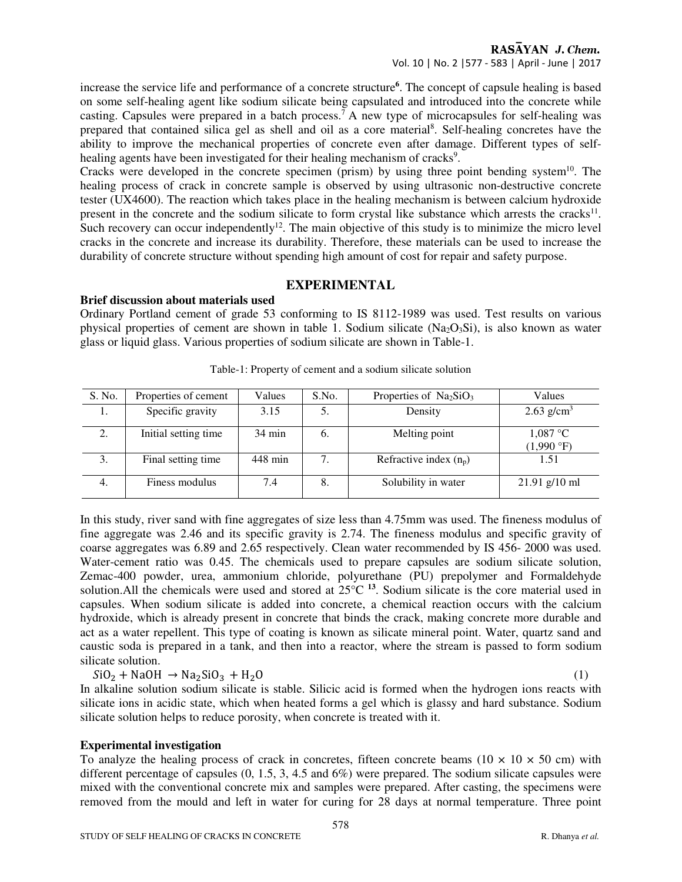increase the service life and performance of a concrete structure[6]. The concept of capsule healing is based on some self-healing agent like sodium silicate being capsulated and introduced into the concrete while casting. Capsules were prepared in a batch process.[7] A new type of microcapsules for self-healing was prepared that contained silica gel as shell and oil as a core material[8]. Self-healing concretes have the ability to improve the mechanical properties of concrete even after damage. Different types of self-healing agents have been investigated for their healing mechanism of cracks[9].

Cracks were developed in the concrete specimen (prism) by using three point bending system[10]. The healing process of crack in concrete sample is observed by using ultrasonic non-destructive concrete tester (UX4600). The reaction which takes place in the healing mechanism is between calcium hydroxide present in the concrete and the sodium silicate to form crystal like substance which arrests the cracks[11]. Such recovery can occur independently[12]. The main objective of this study is to minimize the micro level cracks in the concrete and increase its durability. Therefore, these materials can be used to increase the durability of concrete structure without spending high amount of cost for repair and safety purpose.

## EXPERIMENTAL

### Brief discussion about materials used

Ordinary Portland cement of grade 53 conforming to IS 8112-1989 was used. Test results on various physical properties of cement are shown in table 1. Sodium silicate ($Na_2O_3Si$), is also known as water glass or liquid glass. Various properties of sodium silicate are shown in Table-1.

Table-1: Property of cement and a sodium silicate solution

| S. No. | Properties of cement | Values | S.No. | Properties of $Na_2SiO_3$ | Values |
|---|---|---|---|---|---|
| 1. | Specific gravity | 3.15 | 5. | Density | 2.63 g/cm$^3$ |
| 2. | Initial setting time | 34 min | 6. | Melting point | 1,087 °C (1,990 °F) |
| 3. | Final setting time | 448 min | 7. | Refractive index ($n_p$) | 1.51 |
| 4. | Finess modulus | 7.4 | 8. | Solubility in water | 21.91 g/10 ml |

In this study, river sand with fine aggregates of size less than 4.75mm was used. The fineness modulus of fine aggregate was 2.46 and its specific gravity is 2.74. The fineness modulus and specific gravity of coarse aggregates was 6.89 and 2.65 respectively. Clean water recommended by IS 456- 2000 was used. Water-cement ratio was 0.45. The chemicals used to prepare capsules are sodium silicate solution, Zemac-400 powder, urea, ammonium chloride, polyurethane (PU) prepolymer and Formaldehyde solution.All the chemicals were used and stored at 25°C [13]. Sodium silicate is the core material used in capsules. When sodium silicate is added into concrete, a chemical reaction occurs with the calcium hydroxide, which is already present in concrete that binds the crack, making concrete more durable and act as a water repellent. This type of coating is known as silicate mineral point. Water, quartz sand and caustic soda is prepared in a tank, and then into a reactor, where the stream is passed to form sodium silicate solution.

$$SiO_2 + NaOH \rightarrow Na_2SiO_3 + H_2O \quad (1)$$

In alkaline solution sodium silicate is stable. Silicic acid is formed when the hydrogen ions reacts with silicate ions in acidic state, which when heated forms a gel which is glassy and hard substance. Sodium silicate solution helps to reduce porosity, when concrete is treated with it.

### Experimental investigation

To analyze the healing process of crack in concretes, fifteen concrete beams (10 × 10 × 50 cm) with different percentage of capsules (0, 1.5, 3, 4.5 and 6%) were prepared. The sodium silicate capsules were mixed with the conventional concrete mix and samples were prepared. After casting, the specimens were removed from the mould and left in water for curing for 28 days at normal temperature. Three point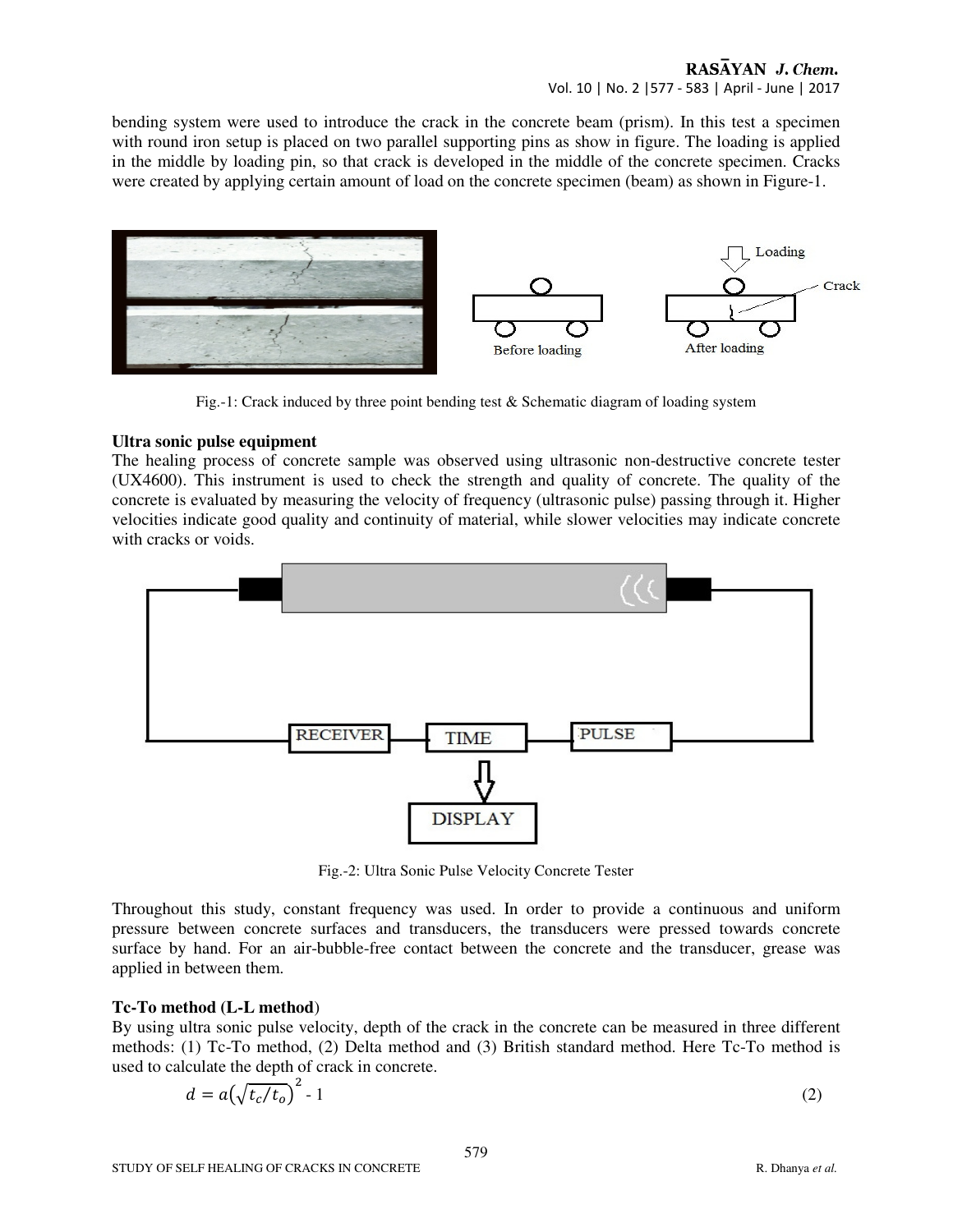bending system were used to introduce the crack in the concrete beam (prism). In this test a specimen with round iron setup is placed on two parallel supporting pins as show in figure. The loading is applied in the middle by loading pin, so that crack is developed in the middle of the concrete specimen. Cracks were created by applying certain amount of load on the concrete specimen (beam) as shown in Figure-1.

Fig.-1: Crack induced by three point bending test & Schematic diagram of loading system

**Ultra sonic pulse equipment**

The healing process of concrete sample was observed using ultrasonic non-destructive concrete tester (UX4600). This instrument is used to check the strength and quality of concrete. The quality of the concrete is evaluated by measuring the velocity of frequency (ultrasonic pulse) passing through it. Higher velocities indicate good quality and continuity of material, while slower velocities may indicate concrete with cracks or voids.

Fig.-2: Ultra Sonic Pulse Velocity Concrete Tester

Throughout this study, constant frequency was used. In order to provide a continuous and uniform pressure between concrete surfaces and transducers, the transducers were pressed towards concrete surface by hand. For an air-bubble-free contact between the concrete and the transducer, grease was applied in between them.

**Tc-To method (L-L method)**

By using ultra sonic pulse velocity, depth of the crack in the concrete can be measured in three different methods: (1) Tc-To method, (2) Delta method and (3) British standard method. Here Tc-To method is used to calculate the depth of crack in concrete.

$$d = a\left(\sqrt{t_c/t_o}\right)^2 - 1 \tag{2}$$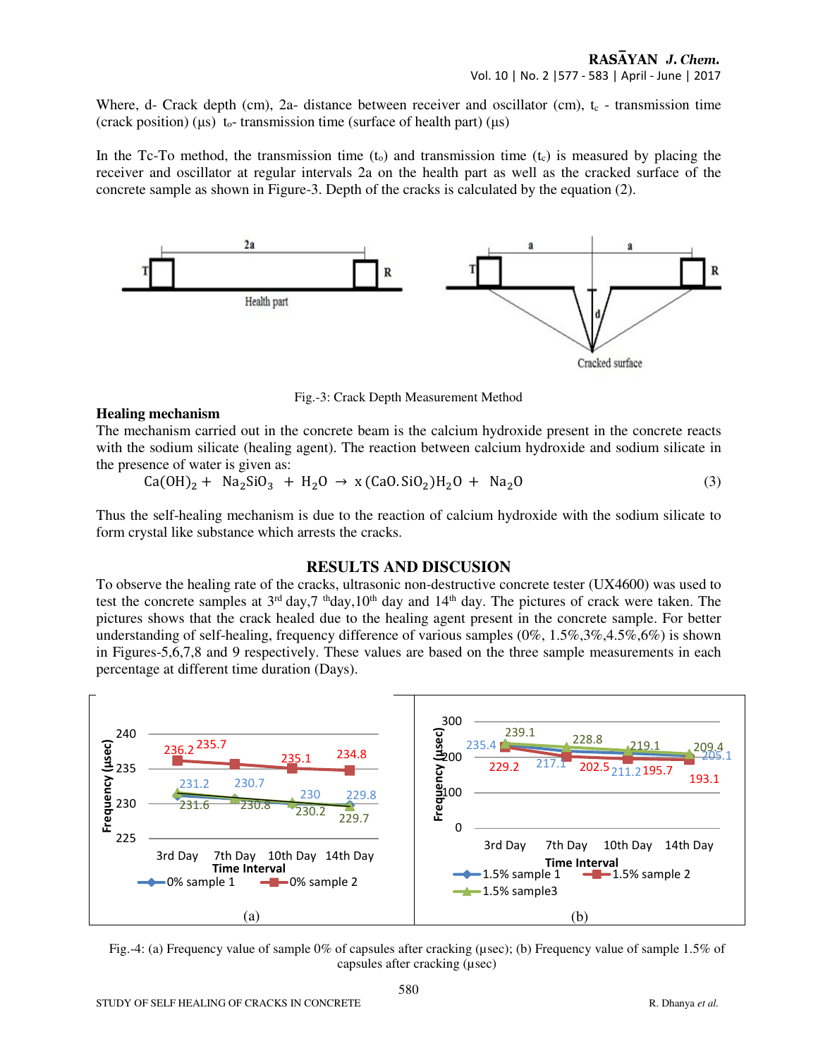Where, d- Crack depth (cm), 2a- distance between receiver and oscillator (cm), $t_c$ - transmission time (crack position) (µs) $t_o$- transmission time (surface of health part) (µs)

In the Tc-To method, the transmission time ($t_o$) and transmission time ($t_c$) is measured by placing the receiver and oscillator at regular intervals 2a on the health part as well as the cracked surface of the concrete sample as shown in Figure-3. Depth of the cracks is calculated by the equation (2).

Fig.-3: Crack Depth Measurement Method

**Healing mechanism**

The mechanism carried out in the concrete beam is the calcium hydroxide present in the concrete reacts with the sodium silicate (healing agent). The reaction between calcium hydroxide and sodium silicate in the presence of water is given as:

$$Ca(OH)_2 + Na_2SiO_3 + H_2O \rightarrow x(CaO.SiO_2)H_2O + Na_2O \quad (3)$$

Thus the self-healing mechanism is due to the reaction of calcium hydroxide with the sodium silicate to form crystal like substance which arrests the cracks.

## RESULTS AND DISCUSION

To observe the healing rate of the cracks, ultrasonic non-destructive concrete tester (UX4600) was used to test the concrete samples at 3[rd] day,7 [th]day,10[th] day and 14[th] day. The pictures of crack were taken. The pictures shows that the crack healed due to the healing agent present in the concrete sample. For better understanding of self-healing, frequency difference of various samples (0%, 1.5%,3%,4.5%,6%) is shown in Figures-5,6,7,8 and 9 respectively. These values are based on the three sample measurements in each percentage at different time duration (Days).

Fig.-4: (a) Frequency value of sample 0% of capsules after cracking (µsec); (b) Frequency value of sample 1.5% of capsules after cracking (µsec)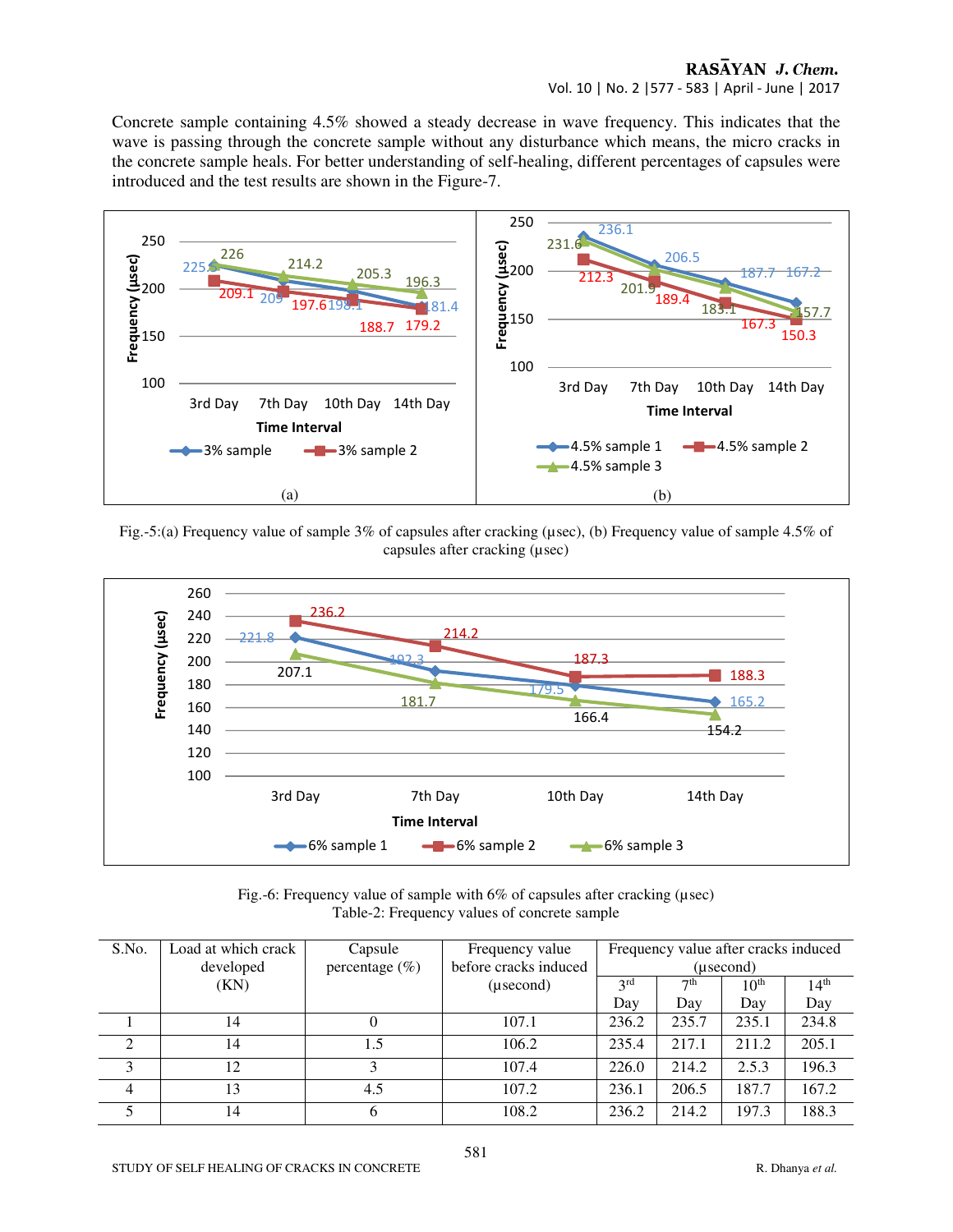Concrete sample containing 4.5% showed a steady decrease in wave frequency. This indicates that the wave is passing through the concrete sample without any disturbance which means, the micro cracks in the concrete sample heals. For better understanding of self-healing, different percentages of capsules were introduced and the test results are shown in the Figure-7.

Fig.-5:(a) Frequency value of sample 3% of capsules after cracking (µsec), (b) Frequency value of sample 4.5% of capsules after cracking (µsec)

Fig.-6: Frequency value of sample with 6% of capsules after cracking (µsec)

Table-2: Frequency values of concrete sample

| S.No. | Load at which crack developed (KN) | Capsule percentage (%) | Frequency value before cracks induced (µsecond) | Frequency value after cracks induced (µsecond) | | | |
|---|---|---|---|---|---|---|---|
| | | | | 3rd Day | 7th Day | 10th Day | 14th Day |
| 1 | 14 | 0 | 107.1 | 236.2 | 235.7 | 235.1 | 234.8 |
| 2 | 14 | 1.5 | 106.2 | 235.4 | 217.1 | 211.2 | 205.1 |
| 3 | 12 | 3 | 107.4 | 226.0 | 214.2 | 2.5.3 | 196.3 |
| 4 | 13 | 4.5 | 107.2 | 236.1 | 206.5 | 187.7 | 167.2 |
| 5 | 14 | 6 | 108.2 | 236.2 | 214.2 | 197.3 | 188.3 |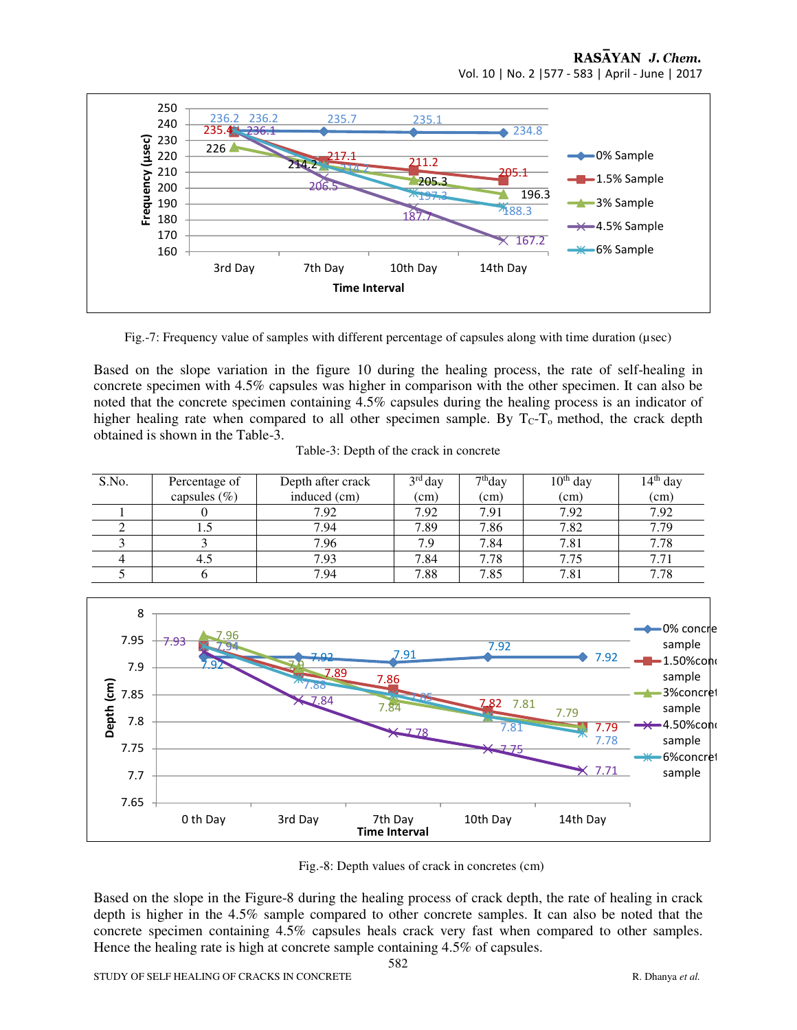Fig.-7: Frequency value of samples with different percentage of capsules along with time duration (µsec)

Based on the slope variation in the figure 10 during the healing process, the rate of self-healing in concrete specimen with 4.5% capsules was higher in comparison with the other specimen. It can also be noted that the concrete specimen containing 4.5% capsules during the healing process is an indicator of higher healing rate when compared to all other specimen sample. By $T_C$-$T_o$ method, the crack depth obtained is shown in the Table-3.

Table-3: Depth of the crack in concrete

| S.No. | Percentage of capsules (%) | Depth after crack induced (cm) | 3rd day (cm) | 7th day (cm) | 10th day (cm) | 14th day (cm) |
|---|---|---|---|---|---|---|
| 1 | 0 | 7.92 | 7.92 | 7.91 | 7.92 | 7.92 |
| 2 | 1.5 | 7.94 | 7.89 | 7.86 | 7.82 | 7.79 |
| 3 | 3 | 7.96 | 7.9 | 7.84 | 7.81 | 7.78 |
| 4 | 4.5 | 7.93 | 7.84 | 7.78 | 7.75 | 7.71 |
| 5 | 6 | 7.94 | 7.88 | 7.85 | 7.81 | 7.78 |

Fig.-8: Depth values of crack in concretes (cm)

Based on the slope in the Figure-8 during the healing process of crack depth, the rate of healing in crack depth is higher in the 4.5% sample compared to other concrete samples. It can also be noted that the concrete specimen containing 4.5% capsules heals crack very fast when compared to other samples. Hence the healing rate is high at concrete sample containing 4.5% of capsules.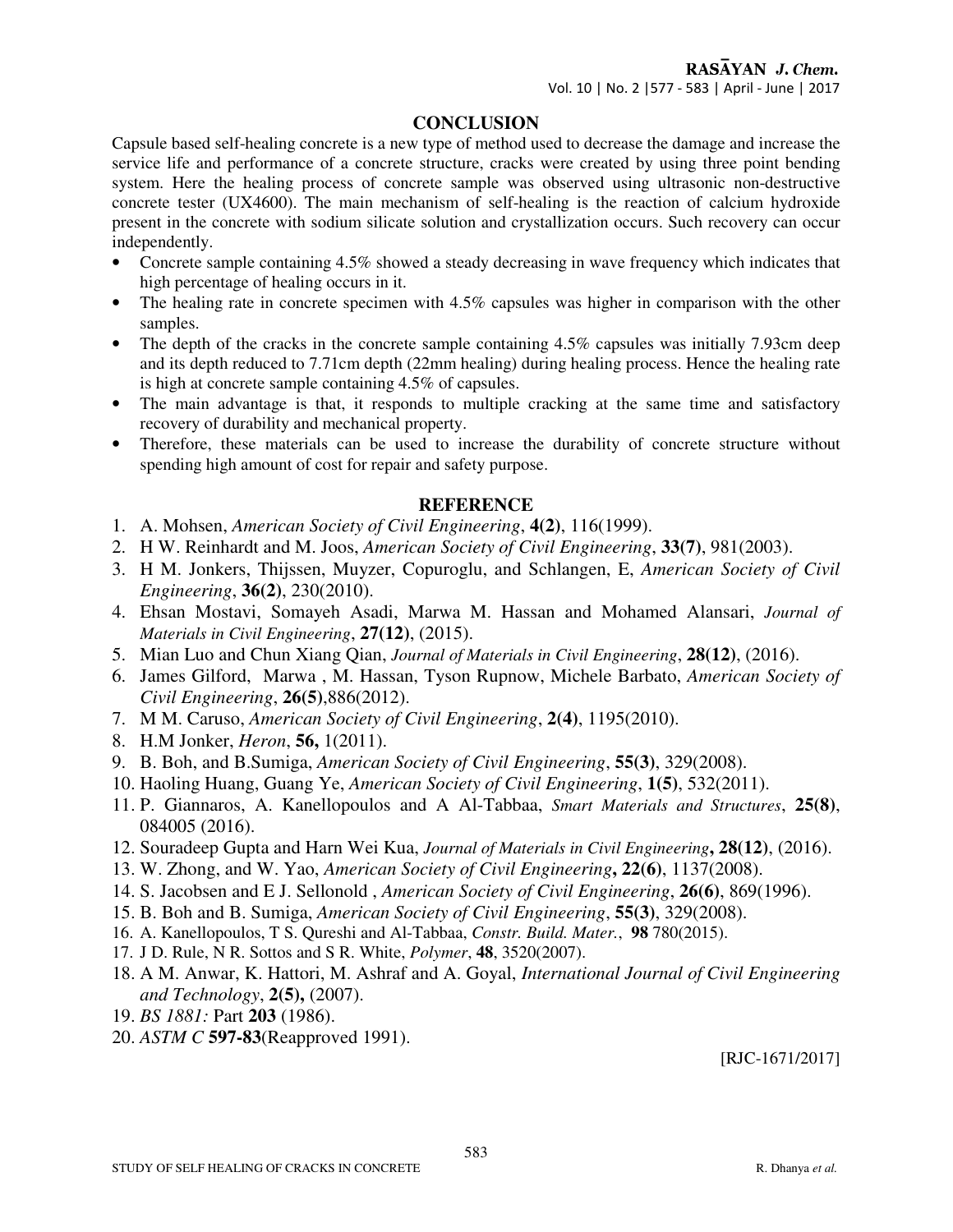## CONCLUSION

Capsule based self-healing concrete is a new type of method used to decrease the damage and increase the service life and performance of a concrete structure, cracks were created by using three point bending system. Here the healing process of concrete sample was observed using ultrasonic non-destructive concrete tester (UX4600). The main mechanism of self-healing is the reaction of calcium hydroxide present in the concrete with sodium silicate solution and crystallization occurs. Such recovery can occur independently.

- Concrete sample containing 4.5% showed a steady decreasing in wave frequency which indicates that high percentage of healing occurs in it.
- The healing rate in concrete specimen with 4.5% capsules was higher in comparison with the other samples.
- The depth of the cracks in the concrete sample containing 4.5% capsules was initially 7.93cm deep and its depth reduced to 7.71cm depth (22mm healing) during healing process. Hence the healing rate is high at concrete sample containing 4.5% of capsules.
- The main advantage is that, it responds to multiple cracking at the same time and satisfactory recovery of durability and mechanical property.
- Therefore, these materials can be used to increase the durability of concrete structure without spending high amount of cost for repair and safety purpose.

## REFERENCE

1. A. Mohsen, *American Society of Civil Engineering*, **4(2)**, 116(1999).
2. H W. Reinhardt and M. Joos, *American Society of Civil Engineering*, **33(7)**, 981(2003).
3. H M. Jonkers, Thijssen, Muyzer, Copuroglu, and Schlangen, E, *American Society of Civil Engineering*, **36(2)**, 230(2010).
4. Ehsan Mostavi, Somayeh Asadi, Marwa M. Hassan and Mohamed Alansari, *Journal of Materials in Civil Engineering*, **27(12)**, (2015).
5. Mian Luo and Chun Xiang Qian, *Journal of Materials in Civil Engineering*, **28(12)**, (2016).
6. James Gilford, Marwa , M. Hassan, Tyson Rupnow, Michele Barbato, *American Society of Civil Engineering*, **26(5)**,886(2012).
7. M M. Caruso, *American Society of Civil Engineering*, **2(4)**, 1195(2010).
8. H.M Jonker, *Heron*, **56,** 1(2011).
9. B. Boh, and B.Sumiga, *American Society of Civil Engineering*, **55(3)**, 329(2008).
10. Haoling Huang, Guang Ye, *American Society of Civil Engineering*, **1(5)**, 532(2011).
11. P. Giannaros, A. Kanellopoulos and A Al-Tabbaa, *Smart Materials and Structures*, **25(8)**, 084005 (2016).
12. Souradeep Gupta and Harn Wei Kua, *Journal of Materials in Civil Engineering*, **28(12)**, (2016).
13. W. Zhong, and W. Yao, *American Society of Civil Engineering*, **22(6)**, 1137(2008).
14. S. Jacobsen and E J. Sellonold , *American Society of Civil Engineering*, **26(6)**, 869(1996).
15. B. Boh and B. Sumiga, *American Society of Civil Engineering*, **55(3)**, 329(2008).
16. A. Kanellopoulos, T S. Qureshi and Al-Tabbaa, *Constr. Build. Mater.*, **98** 780(2015).
17. J D. Rule, N R. Sottos and S R. White, *Polymer*, **48**, 3520(2007).
18. A M. Anwar, K. Hattori, M. Ashraf and A. Goyal, *International Journal of Civil Engineering and Technology*, **2(5),** (2007).
19. *BS 1881:* Part **203** (1986).
20. *ASTM C* **597-83**(Reapproved 1991).

[RJC-1671/2017]